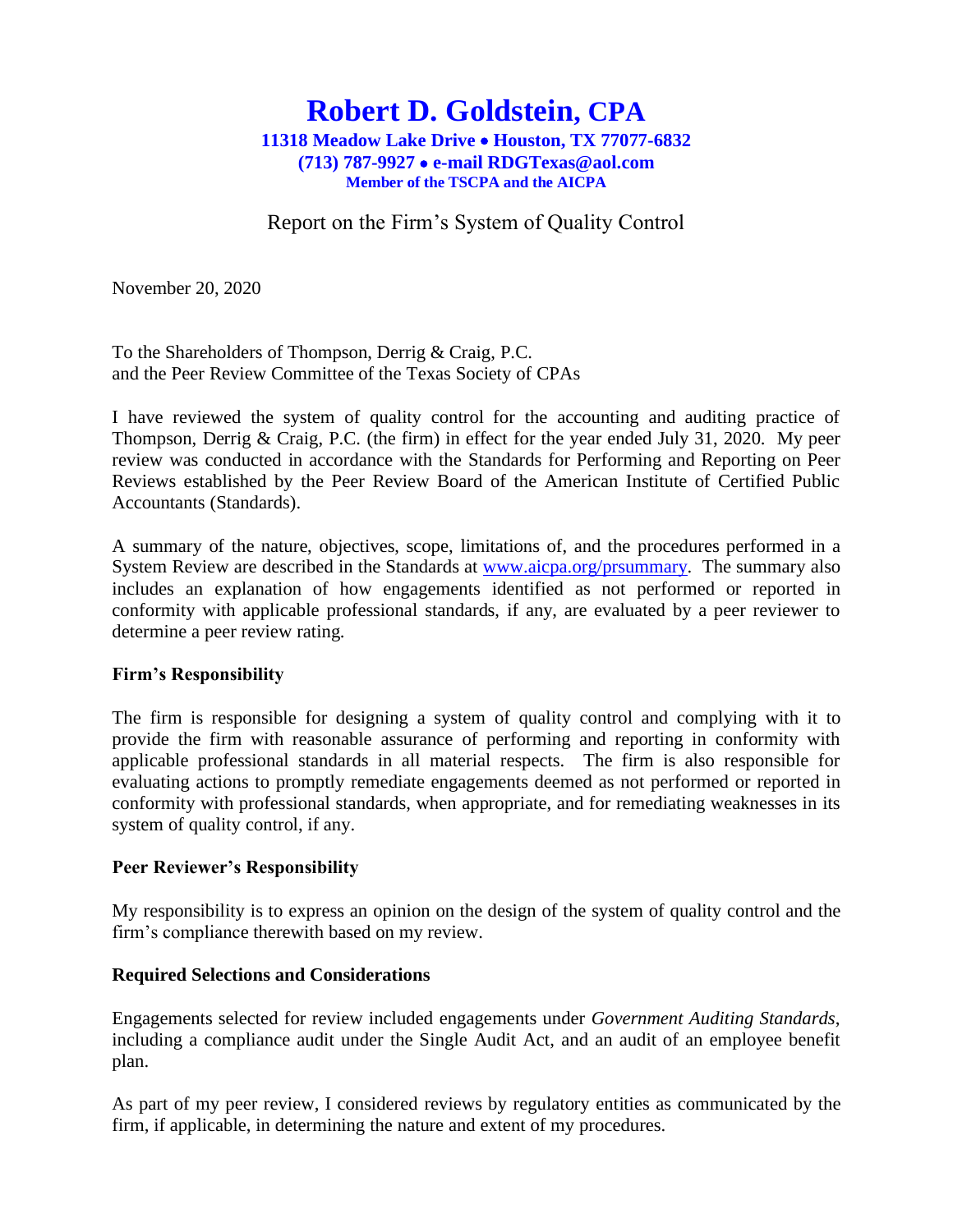# Robert D. Goldstein, CPA

**11318 Meadow Lake Drive • Houston, TX 77077-6832**
**(713) 787-9927 • e-mail RDGTexas@aol.com**
**Member of the TSCPA and the AICPA**

## Report on the Firm's System of Quality Control

November 20, 2020

To the Shareholders of Thompson, Derrig & Craig, P.C.
and the Peer Review Committee of the Texas Society of CPAs

I have reviewed the system of quality control for the accounting and auditing practice of Thompson, Derrig & Craig, P.C. (the firm) in effect for the year ended July 31, 2020. My peer review was conducted in accordance with the Standards for Performing and Reporting on Peer Reviews established by the Peer Review Board of the American Institute of Certified Public Accountants (Standards).

A summary of the nature, objectives, scope, limitations of, and the procedures performed in a System Review are described in the Standards at www.aicpa.org/prsummary. The summary also includes an explanation of how engagements identified as not performed or reported in conformity with applicable professional standards, if any, are evaluated by a peer reviewer to determine a peer review rating.

### Firm's Responsibility

The firm is responsible for designing a system of quality control and complying with it to provide the firm with reasonable assurance of performing and reporting in conformity with applicable professional standards in all material respects. The firm is also responsible for evaluating actions to promptly remediate engagements deemed as not performed or reported in conformity with professional standards, when appropriate, and for remediating weaknesses in its system of quality control, if any.

### Peer Reviewer's Responsibility

My responsibility is to express an opinion on the design of the system of quality control and the firm's compliance therewith based on my review.

### Required Selections and Considerations

Engagements selected for review included engagements under *Government Auditing Standards*, including a compliance audit under the Single Audit Act, and an audit of an employee benefit plan.

As part of my peer review, I considered reviews by regulatory entities as communicated by the firm, if applicable, in determining the nature and extent of my procedures.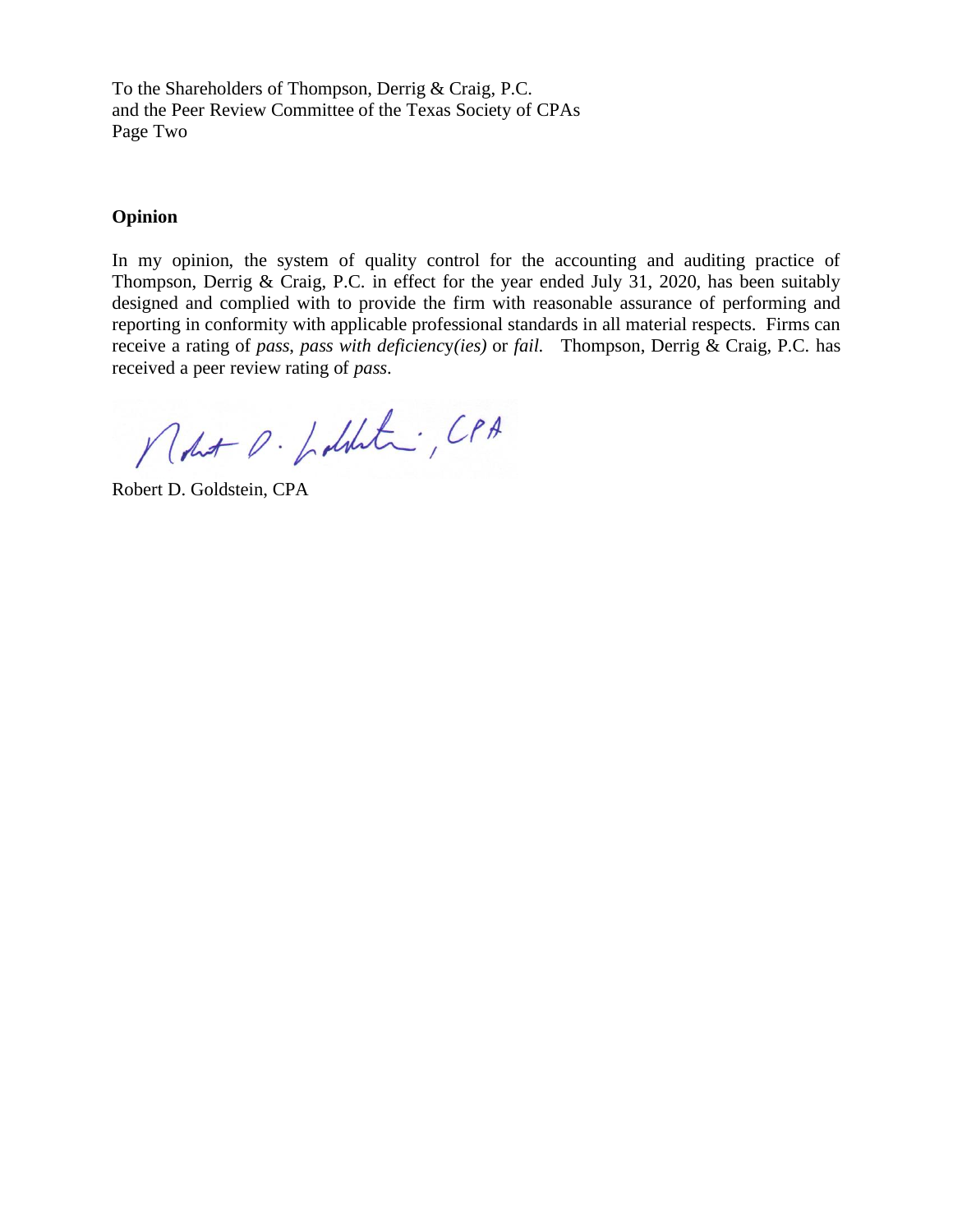To the Shareholders of Thompson, Derrig & Craig, P.C.
and the Peer Review Committee of the Texas Society of CPAs
Page Two

**Opinion**

In my opinion, the system of quality control for the accounting and auditing practice of Thompson, Derrig & Craig, P.C. in effect for the year ended July 31, 2020, has been suitably designed and complied with to provide the firm with reasonable assurance of performing and reporting in conformity with applicable professional standards in all material respects. Firms can receive a rating of *pass*, *pass with deficiency(ies)* or *fail.* Thompson, Derrig & Craig, P.C. has received a peer review rating of *pass*.

Robert D. Goldstein, CPA